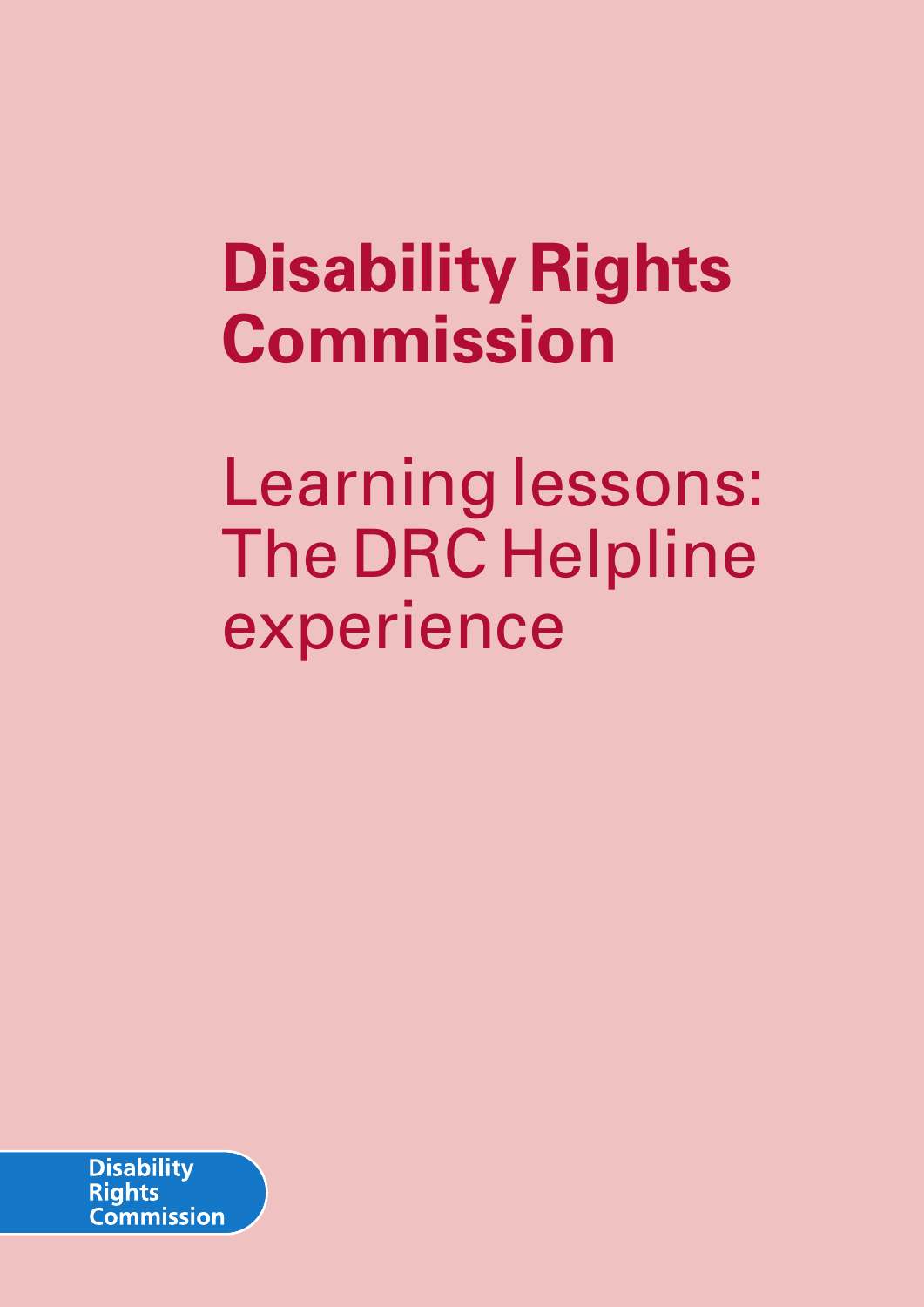# Disability Rights Commission

## Learning lessons: The DRC Helpline experience

Disability Rights Commission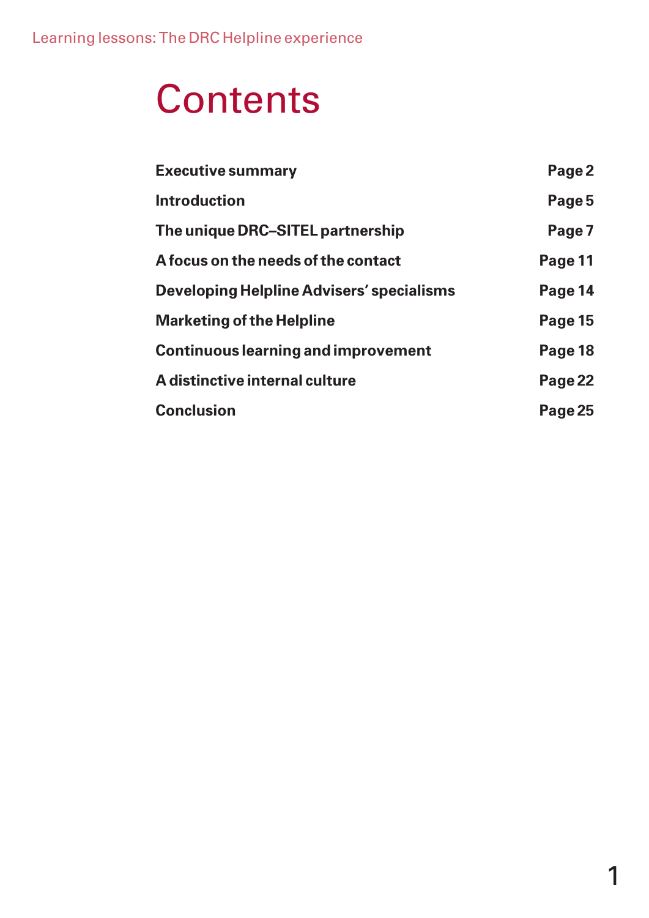# Contents

| | |
|---|---|
| **Executive summary** | **Page 2** |
| **Introduction** | **Page 5** |
| **The unique DRC–SITEL partnership** | **Page 7** |
| **A focus on the needs of the contact** | **Page 11** |
| **Developing Helpline Advisers' specialisms** | **Page 14** |
| **Marketing of the Helpline** | **Page 15** |
| **Continuous learning and improvement** | **Page 18** |
| **A distinctive internal culture** | **Page 22** |
| **Conclusion** | **Page 25** |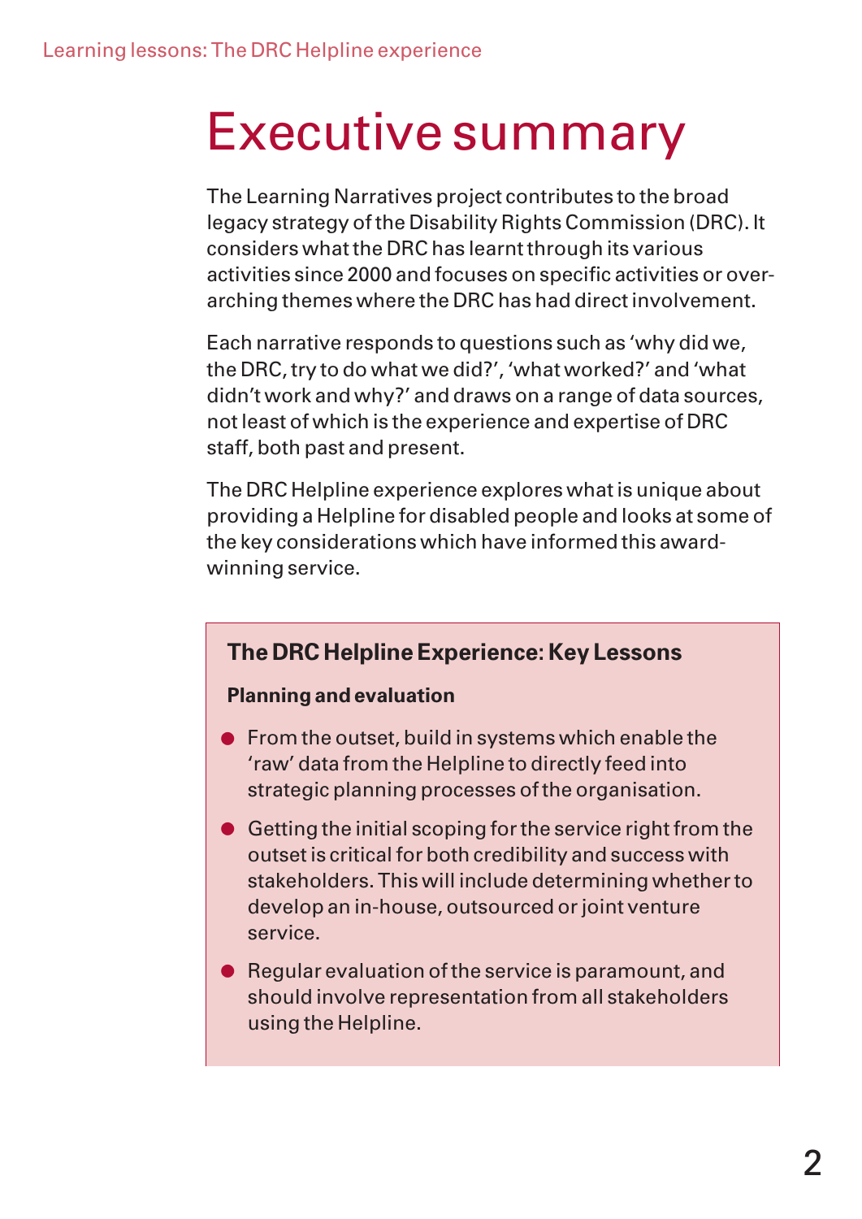# Executive summary

The Learning Narratives project contributes to the broad legacy strategy of the Disability Rights Commission (DRC). It considers what the DRC has learnt through its various activities since 2000 and focuses on specific activities or over-arching themes where the DRC has had direct involvement.

Each narrative responds to questions such as 'why did we, the DRC, try to do what we did?', 'what worked?' and 'what didn't work and why?' and draws on a range of data sources, not least of which is the experience and expertise of DRC staff, both past and present.

The DRC Helpline experience explores what is unique about providing a Helpline for disabled people and looks at some of the key considerations which have informed this award-winning service.

## The DRC Helpline Experience: Key Lessons

**Planning and evaluation**

- From the outset, build in systems which enable the 'raw' data from the Helpline to directly feed into strategic planning processes of the organisation.
- Getting the initial scoping for the service right from the outset is critical for both credibility and success with stakeholders. This will include determining whether to develop an in-house, outsourced or joint venture service.
- Regular evaluation of the service is paramount, and should involve representation from all stakeholders using the Helpline.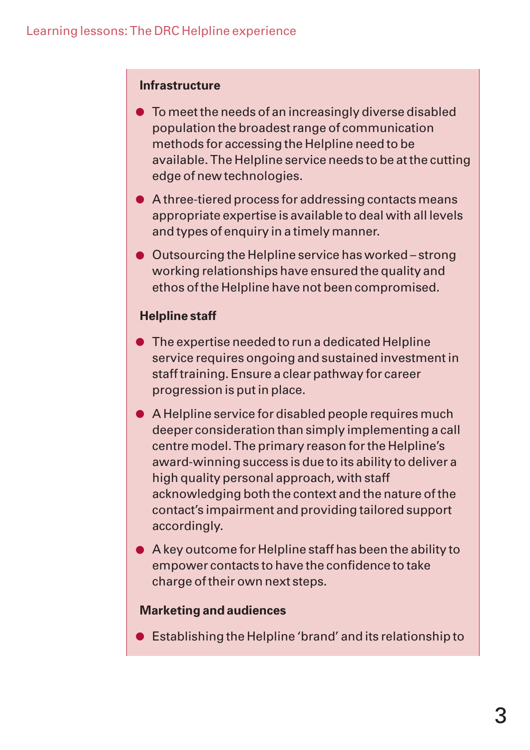**Infrastructure**

- To meet the needs of an increasingly diverse disabled population the broadest range of communication methods for accessing the Helpline need to be available. The Helpline service needs to be at the cutting edge of new technologies.
- A three-tiered process for addressing contacts means appropriate expertise is available to deal with all levels and types of enquiry in a timely manner.
- Outsourcing the Helpline service has worked – strong working relationships have ensured the quality and ethos of the Helpline have not been compromised.

**Helpline staff**

- The expertise needed to run a dedicated Helpline service requires ongoing and sustained investment in staff training. Ensure a clear pathway for career progression is put in place.
- A Helpline service for disabled people requires much deeper consideration than simply implementing a call centre model. The primary reason for the Helpline's award-winning success is due to its ability to deliver a high quality personal approach, with staff acknowledging both the context and the nature of the contact's impairment and providing tailored support accordingly.
- A key outcome for Helpline staff has been the ability to empower contacts to have the confidence to take charge of their own next steps.

**Marketing and audiences**

- Establishing the Helpline 'brand' and its relationship to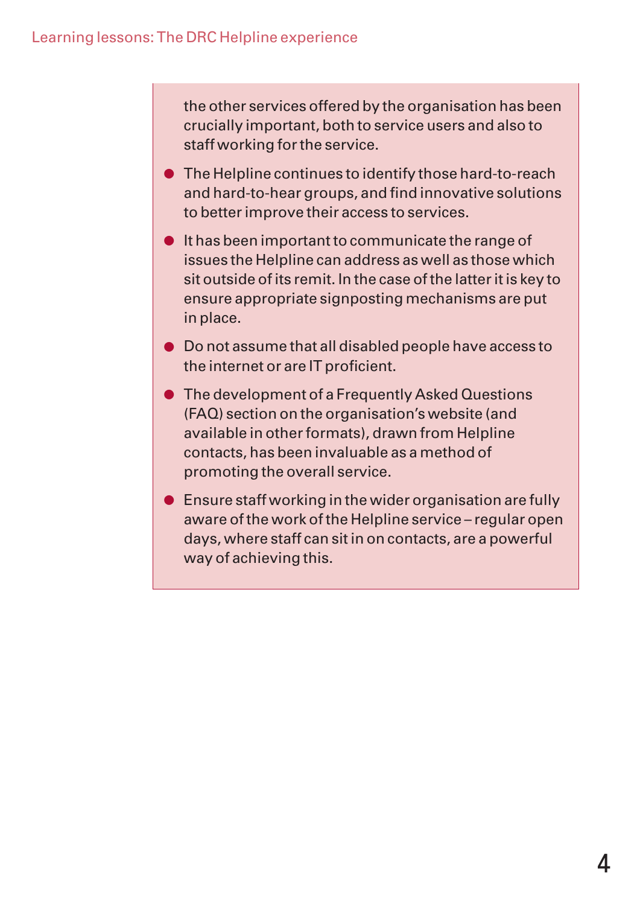the other services offered by the organisation has been crucially important, both to service users and also to staff working for the service.

- The Helpline continues to identify those hard-to-reach and hard-to-hear groups, and find innovative solutions to better improve their access to services.
- It has been important to communicate the range of issues the Helpline can address as well as those which sit outside of its remit. In the case of the latter it is key to ensure appropriate signposting mechanisms are put in place.
- Do not assume that all disabled people have access to the internet or are IT proficient.
- The development of a Frequently Asked Questions (FAQ) section on the organisation's website (and available in other formats), drawn from Helpline contacts, has been invaluable as a method of promoting the overall service.
- Ensure staff working in the wider organisation are fully aware of the work of the Helpline service – regular open days, where staff can sit in on contacts, are a powerful way of achieving this.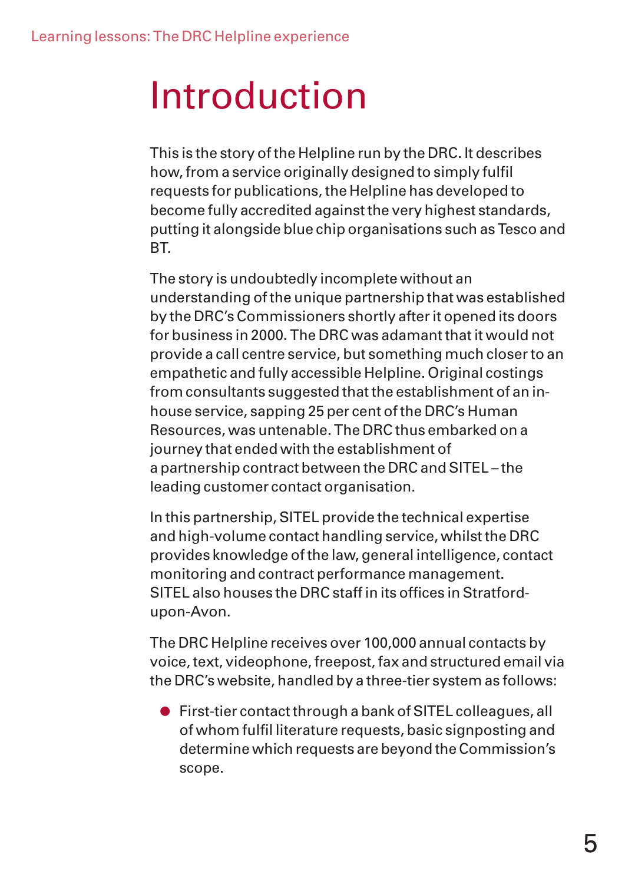# Introduction

This is the story of the Helpline run by the DRC. It describes how, from a service originally designed to simply fulfil requests for publications, the Helpline has developed to become fully accredited against the very highest standards, putting it alongside blue chip organisations such as Tesco and BT.

The story is undoubtedly incomplete without an understanding of the unique partnership that was established by the DRC's Commissioners shortly after it opened its doors for business in 2000. The DRC was adamant that it would not provide a call centre service, but something much closer to an empathetic and fully accessible Helpline. Original costings from consultants suggested that the establishment of an in-house service, sapping 25 per cent of the DRC's Human Resources, was untenable. The DRC thus embarked on a journey that ended with the establishment of a partnership contract between the DRC and SITEL – the leading customer contact organisation.

In this partnership, SITEL provide the technical expertise and high-volume contact handling service, whilst the DRC provides knowledge of the law, general intelligence, contact monitoring and contract performance management. SITEL also houses the DRC staff in its offices in Stratford-upon-Avon.

The DRC Helpline receives over 100,000 annual contacts by voice, text, videophone, freepost, fax and structured email via the DRC's website, handled by a three-tier system as follows:

- First-tier contact through a bank of SITEL colleagues, all of whom fulfil literature requests, basic signposting and determine which requests are beyond the Commission's scope.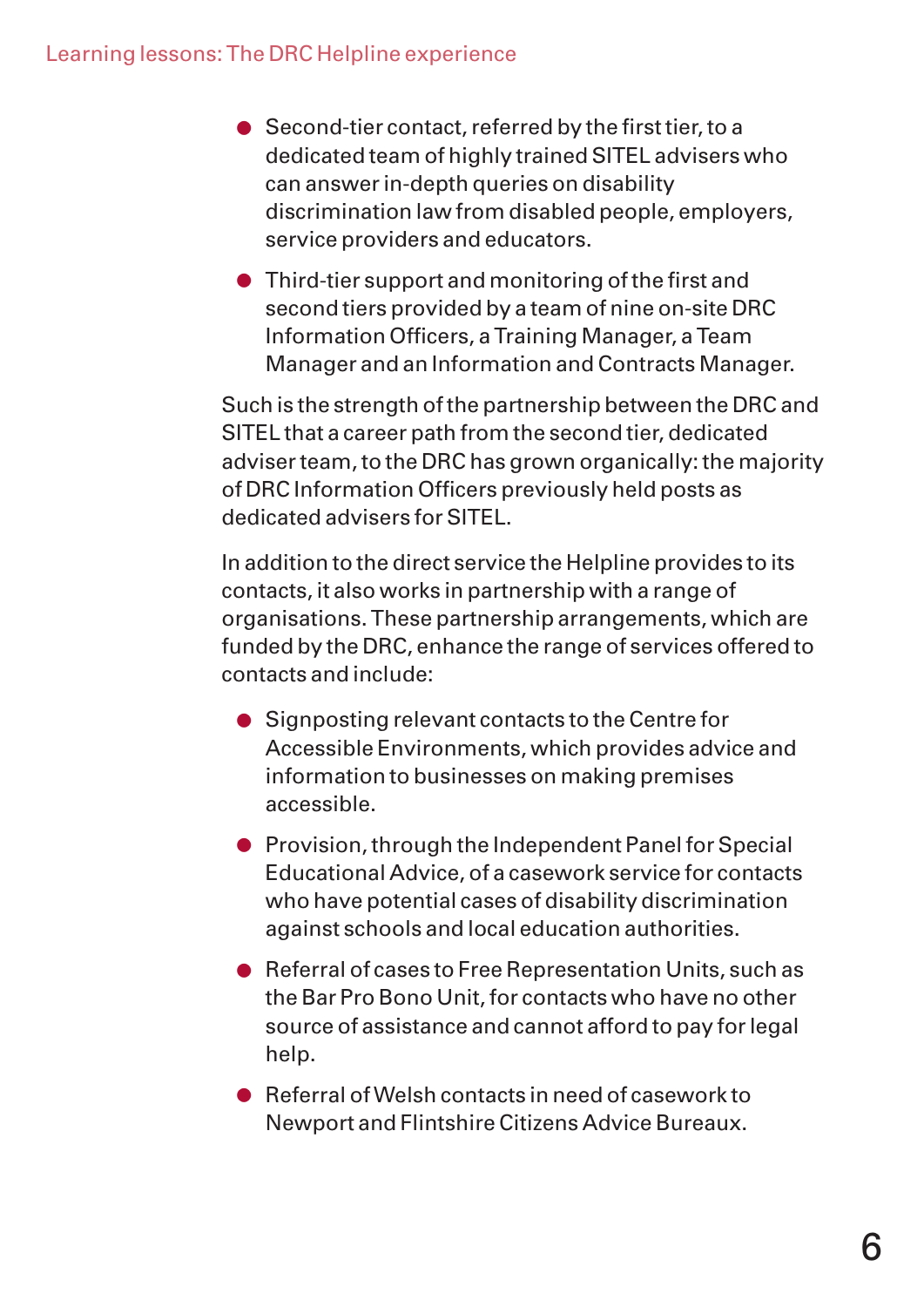- Second-tier contact, referred by the first tier, to a dedicated team of highly trained SITEL advisers who can answer in-depth queries on disability discrimination law from disabled people, employers, service providers and educators.
- Third-tier support and monitoring of the first and second tiers provided by a team of nine on-site DRC Information Officers, a Training Manager, a Team Manager and an Information and Contracts Manager.

Such is the strength of the partnership between the DRC and SITEL that a career path from the second tier, dedicated adviser team, to the DRC has grown organically: the majority of DRC Information Officers previously held posts as dedicated advisers for SITEL.

In addition to the direct service the Helpline provides to its contacts, it also works in partnership with a range of organisations. These partnership arrangements, which are funded by the DRC, enhance the range of services offered to contacts and include:

- Signposting relevant contacts to the Centre for Accessible Environments, which provides advice and information to businesses on making premises accessible.
- Provision, through the Independent Panel for Special Educational Advice, of a casework service for contacts who have potential cases of disability discrimination against schools and local education authorities.
- Referral of cases to Free Representation Units, such as the Bar Pro Bono Unit, for contacts who have no other source of assistance and cannot afford to pay for legal help.
- Referral of Welsh contacts in need of casework to Newport and Flintshire Citizens Advice Bureaux.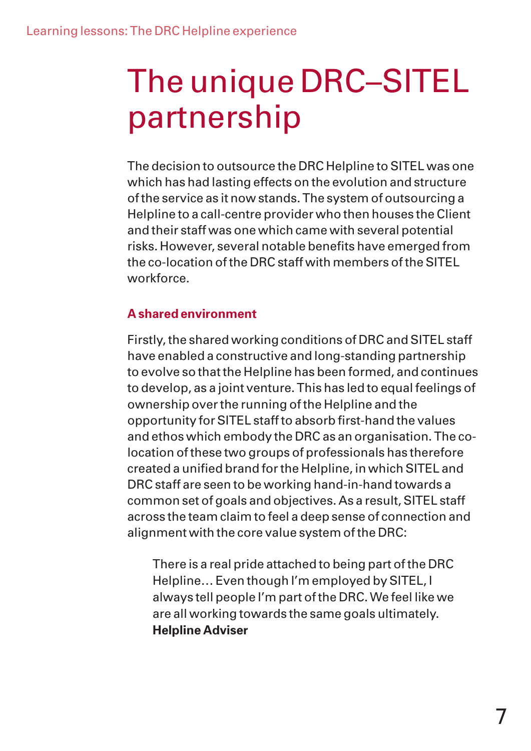# The unique DRC–SITEL partnership

The decision to outsource the DRC Helpline to SITEL was one which has had lasting effects on the evolution and structure of the service as it now stands. The system of outsourcing a Helpline to a call-centre provider who then houses the Client and their staff was one which came with several potential risks. However, several notable benefits have emerged from the co-location of the DRC staff with members of the SITEL workforce.

### A shared environment

Firstly, the shared working conditions of DRC and SITEL staff have enabled a constructive and long-standing partnership to evolve so that the Helpline has been formed, and continues to develop, as a joint venture. This has led to equal feelings of ownership over the running of the Helpline and the opportunity for SITEL staff to absorb first-hand the values and ethos which embody the DRC as an organisation. The co-location of these two groups of professionals has therefore created a unified brand for the Helpline, in which SITEL and DRC staff are seen to be working hand-in-hand towards a common set of goals and objectives. As a result, SITEL staff across the team claim to feel a deep sense of connection and alignment with the core value system of the DRC:

> There is a real pride attached to being part of the DRC Helpline… Even though I'm employed by SITEL, I always tell people I'm part of the DRC. We feel like we are all working towards the same goals ultimately.
> **Helpline Adviser**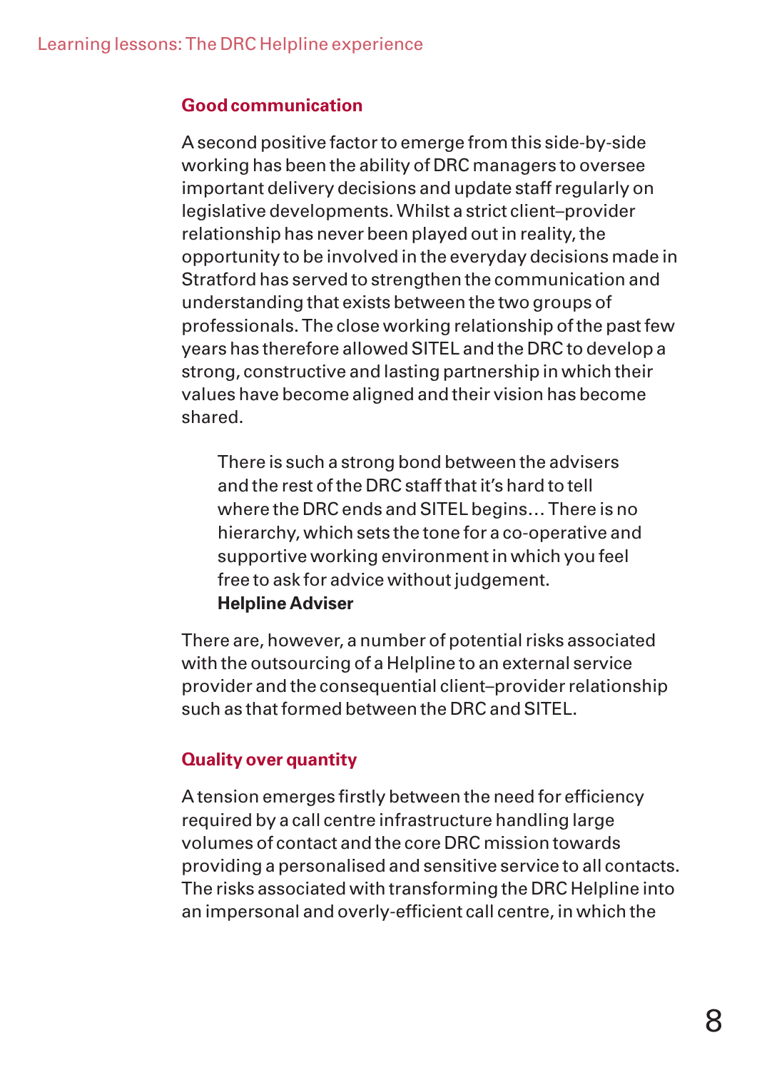### Good communication

A second positive factor to emerge from this side-by-side working has been the ability of DRC managers to oversee important delivery decisions and update staff regularly on legislative developments. Whilst a strict client–provider relationship has never been played out in reality, the opportunity to be involved in the everyday decisions made in Stratford has served to strengthen the communication and understanding that exists between the two groups of professionals. The close working relationship of the past few years has therefore allowed SITEL and the DRC to develop a strong, constructive and lasting partnership in which their values have become aligned and their vision has become shared.

> There is such a strong bond between the advisers and the rest of the DRC staff that it's hard to tell where the DRC ends and SITEL begins… There is no hierarchy, which sets the tone for a co-operative and supportive working environment in which you feel free to ask for advice without judgement.
> **Helpline Adviser**

There are, however, a number of potential risks associated with the outsourcing of a Helpline to an external service provider and the consequential client–provider relationship such as that formed between the DRC and SITEL.

### Quality over quantity

A tension emerges firstly between the need for efficiency required by a call centre infrastructure handling large volumes of contact and the core DRC mission towards providing a personalised and sensitive service to all contacts. The risks associated with transforming the DRC Helpline into an impersonal and overly-efficient call centre, in which the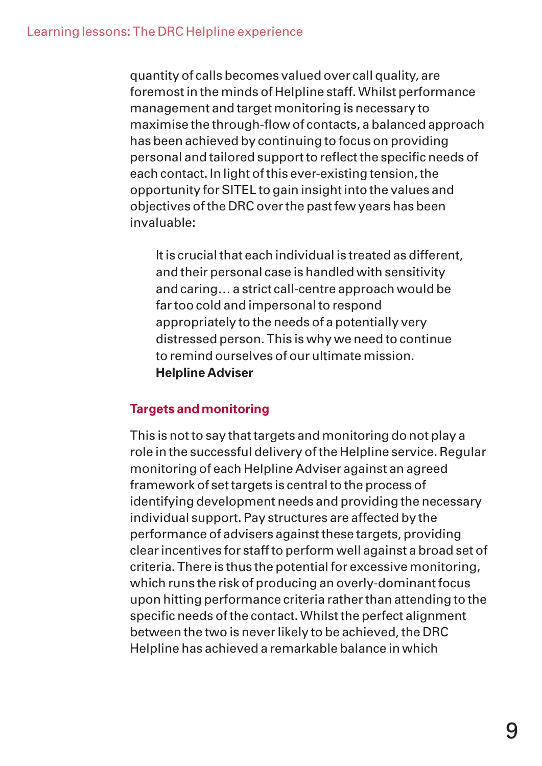quantity of calls becomes valued over call quality, are foremost in the minds of Helpline staff. Whilst performance management and target monitoring is necessary to maximise the through-flow of contacts, a balanced approach has been achieved by continuing to focus on providing personal and tailored support to reflect the specific needs of each contact. In light of this ever-existing tension, the opportunity for SITEL to gain insight into the values and objectives of the DRC over the past few years has been invaluable:

> It is crucial that each individual is treated as different, and their personal case is handled with sensitivity and caring… a strict call-centre approach would be far too cold and impersonal to respond appropriately to the needs of a potentially very distressed person. This is why we need to continue to remind ourselves of our ultimate mission.
> **Helpline Adviser**

## Targets and monitoring

This is not to say that targets and monitoring do not play a role in the successful delivery of the Helpline service. Regular monitoring of each Helpline Adviser against an agreed framework of set targets is central to the process of identifying development needs and providing the necessary individual support. Pay structures are affected by the performance of advisers against these targets, providing clear incentives for staff to perform well against a broad set of criteria. There is thus the potential for excessive monitoring, which runs the risk of producing an overly-dominant focus upon hitting performance criteria rather than attending to the specific needs of the contact. Whilst the perfect alignment between the two is never likely to be achieved, the DRC Helpline has achieved a remarkable balance in which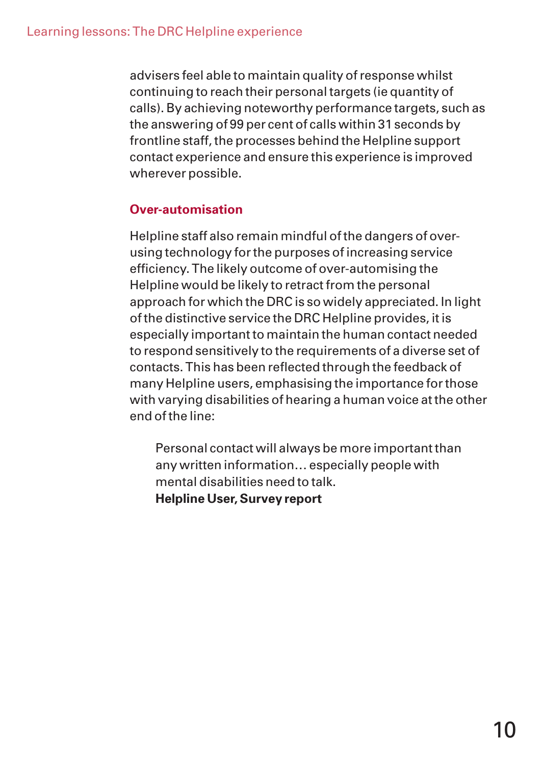advisers feel able to maintain quality of response whilst continuing to reach their personal targets (ie quantity of calls). By achieving noteworthy performance targets, such as the answering of 99 per cent of calls within 31 seconds by frontline staff, the processes behind the Helpline support contact experience and ensure this experience is improved wherever possible.

## Over-automisation

Helpline staff also remain mindful of the dangers of over-using technology for the purposes of increasing service efficiency. The likely outcome of over-automising the Helpline would be likely to retract from the personal approach for which the DRC is so widely appreciated. In light of the distinctive service the DRC Helpline provides, it is especially important to maintain the human contact needed to respond sensitively to the requirements of a diverse set of contacts. This has been reflected through the feedback of many Helpline users, emphasising the importance for those with varying disabilities of hearing a human voice at the other end of the line:

> Personal contact will always be more important than any written information… especially people with mental disabilities need to talk.
> **Helpline User, Survey report**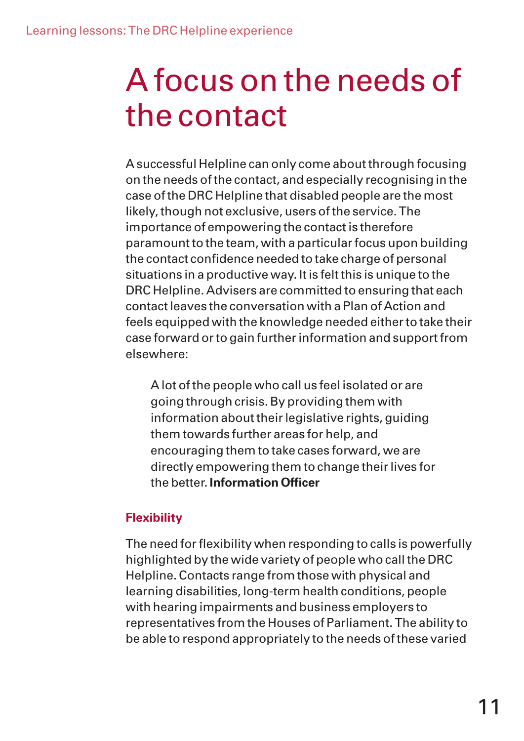# A focus on the needs of the contact

A successful Helpline can only come about through focusing on the needs of the contact, and especially recognising in the case of the DRC Helpline that disabled people are the most likely, though not exclusive, users of the service. The importance of empowering the contact is therefore paramount to the team, with a particular focus upon building the contact confidence needed to take charge of personal situations in a productive way. It is felt this is unique to the DRC Helpline. Advisers are committed to ensuring that each contact leaves the conversation with a Plan of Action and feels equipped with the knowledge needed either to take their case forward or to gain further information and support from elsewhere:

> A lot of the people who call us feel isolated or are going through crisis. By providing them with information about their legislative rights, guiding them towards further areas for help, and encouraging them to take cases forward, we are directly empowering them to change their lives for the better. **Information Officer**

### Flexibility

The need for flexibility when responding to calls is powerfully highlighted by the wide variety of people who call the DRC Helpline. Contacts range from those with physical and learning disabilities, long-term health conditions, people with hearing impairments and business employers to representatives from the Houses of Parliament. The ability to be able to respond appropriately to the needs of these varied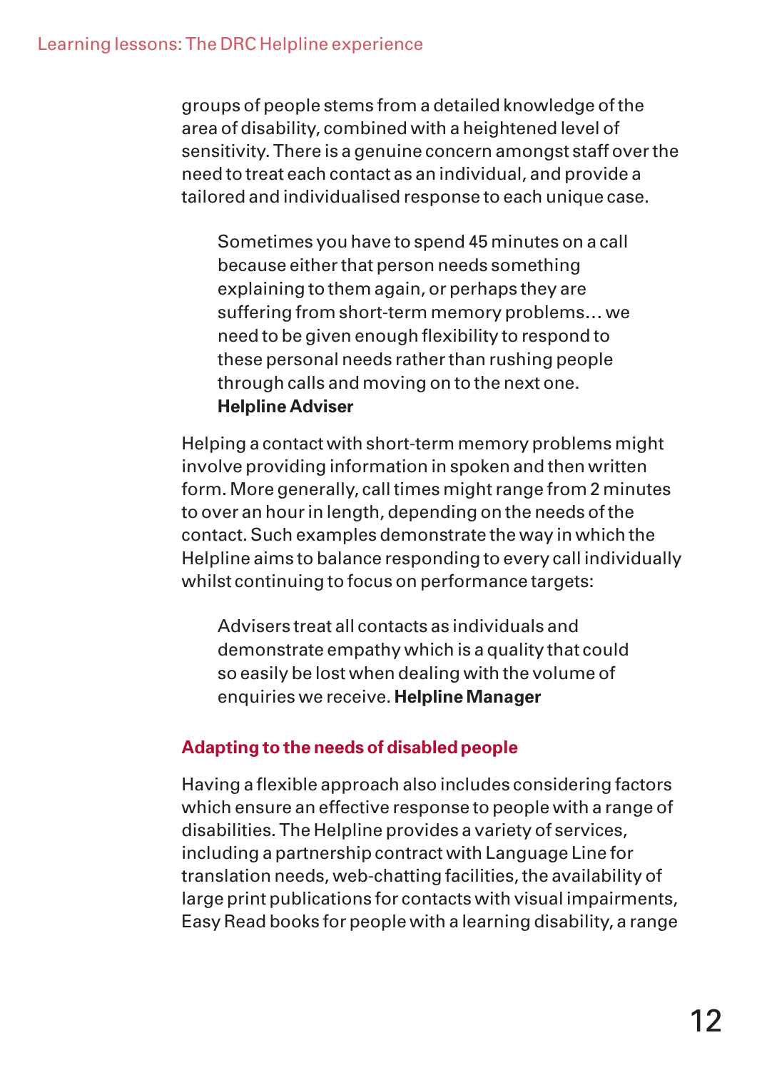groups of people stems from a detailed knowledge of the area of disability, combined with a heightened level of sensitivity. There is a genuine concern amongst staff over the need to treat each contact as an individual, and provide a tailored and individualised response to each unique case.

> Sometimes you have to spend 45 minutes on a call because either that person needs something explaining to them again, or perhaps they are suffering from short-term memory problems… we need to be given enough flexibility to respond to these personal needs rather than rushing people through calls and moving on to the next one.
> **Helpline Adviser**

Helping a contact with short-term memory problems might involve providing information in spoken and then written form. More generally, call times might range from 2 minutes to over an hour in length, depending on the needs of the contact. Such examples demonstrate the way in which the Helpline aims to balance responding to every call individually whilst continuing to focus on performance targets:

> Advisers treat all contacts as individuals and demonstrate empathy which is a quality that could so easily be lost when dealing with the volume of enquiries we receive. **Helpline Manager**

### Adapting to the needs of disabled people

Having a flexible approach also includes considering factors which ensure an effective response to people with a range of disabilities. The Helpline provides a variety of services, including a partnership contract with Language Line for translation needs, web-chatting facilities, the availability of large print publications for contacts with visual impairments, Easy Read books for people with a learning disability, a range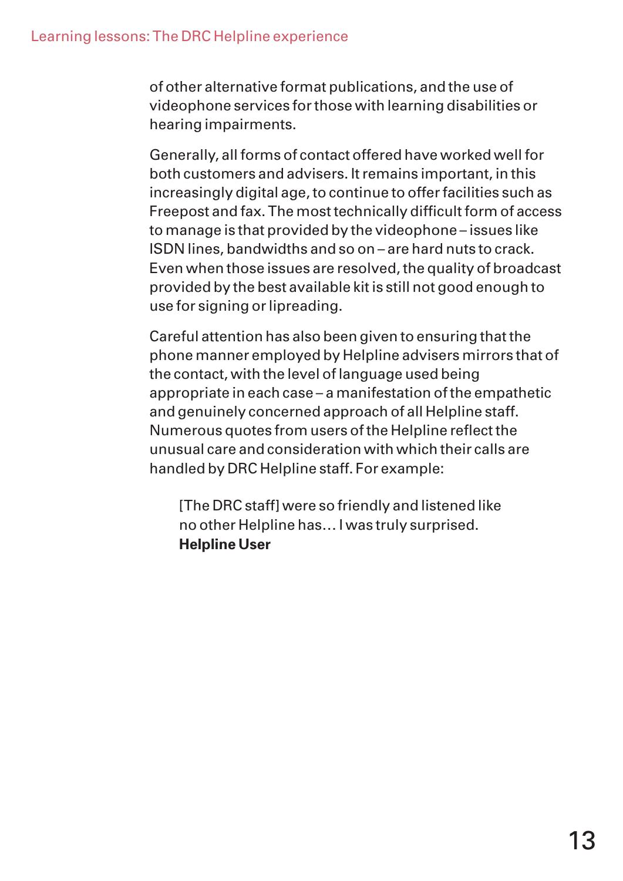of other alternative format publications, and the use of videophone services for those with learning disabilities or hearing impairments.

Generally, all forms of contact offered have worked well for both customers and advisers. It remains important, in this increasingly digital age, to continue to offer facilities such as Freepost and fax. The most technically difficult form of access to manage is that provided by the videophone – issues like ISDN lines, bandwidths and so on – are hard nuts to crack. Even when those issues are resolved, the quality of broadcast provided by the best available kit is still not good enough to use for signing or lipreading.

Careful attention has also been given to ensuring that the phone manner employed by Helpline advisers mirrors that of the contact, with the level of language used being appropriate in each case – a manifestation of the empathetic and genuinely concerned approach of all Helpline staff. Numerous quotes from users of the Helpline reflect the unusual care and consideration with which their calls are handled by DRC Helpline staff. For example:

> [The DRC staff] were so friendly and listened like no other Helpline has… I was truly surprised.
> **Helpline User**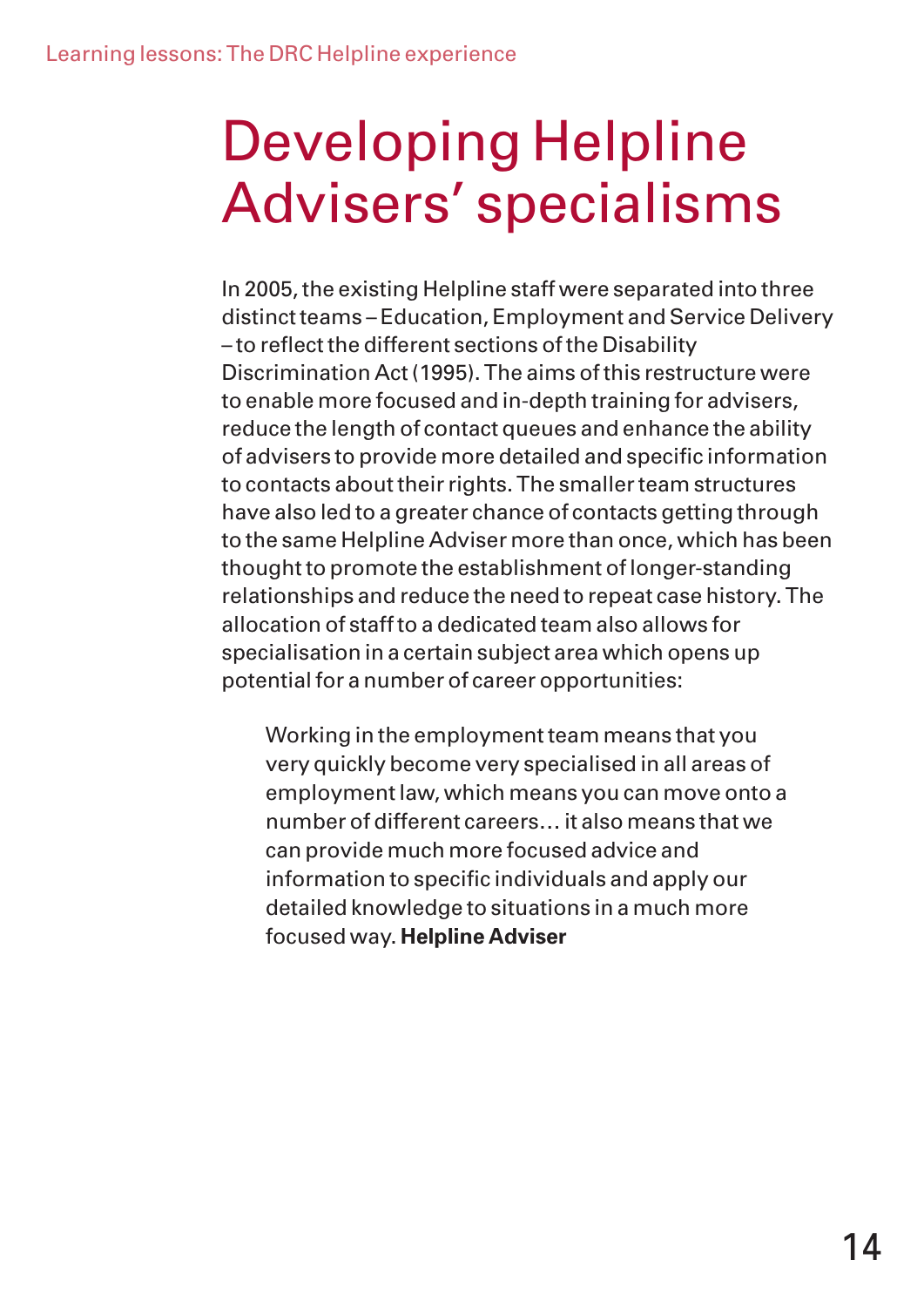# Developing Helpline Advisers' specialisms

In 2005, the existing Helpline staff were separated into three distinct teams – Education, Employment and Service Delivery – to reflect the different sections of the Disability Discrimination Act (1995). The aims of this restructure were to enable more focused and in-depth training for advisers, reduce the length of contact queues and enhance the ability of advisers to provide more detailed and specific information to contacts about their rights. The smaller team structures have also led to a greater chance of contacts getting through to the same Helpline Adviser more than once, which has been thought to promote the establishment of longer-standing relationships and reduce the need to repeat case history. The allocation of staff to a dedicated team also allows for specialisation in a certain subject area which opens up potential for a number of career opportunities:

> Working in the employment team means that you very quickly become very specialised in all areas of employment law, which means you can move onto a number of different careers… it also means that we can provide much more focused advice and information to specific individuals and apply our detailed knowledge to situations in a much more focused way. **Helpline Adviser**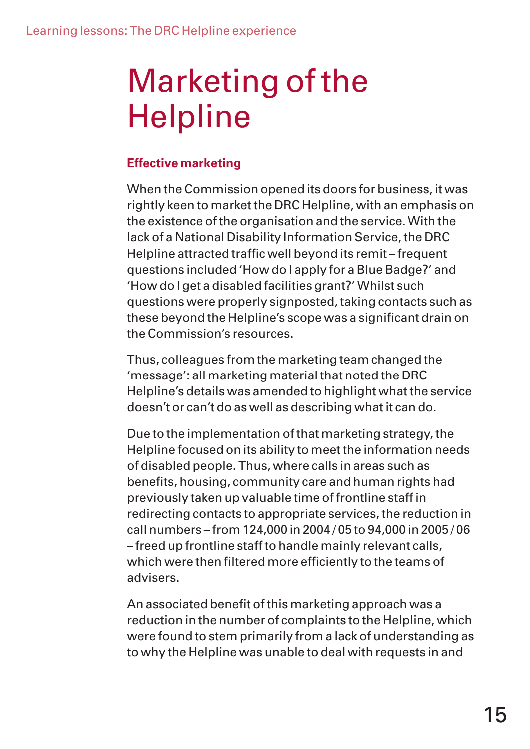# Marketing of the Helpline

### Effective marketing

When the Commission opened its doors for business, it was rightly keen to market the DRC Helpline, with an emphasis on the existence of the organisation and the service. With the lack of a National Disability Information Service, the DRC Helpline attracted traffic well beyond its remit – frequent questions included 'How do I apply for a Blue Badge?' and 'How do I get a disabled facilities grant?' Whilst such questions were properly signposted, taking contacts such as these beyond the Helpline's scope was a significant drain on the Commission's resources.

Thus, colleagues from the marketing team changed the 'message': all marketing material that noted the DRC Helpline's details was amended to highlight what the service doesn't or can't do as well as describing what it can do.

Due to the implementation of that marketing strategy, the Helpline focused on its ability to meet the information needs of disabled people. Thus, where calls in areas such as benefits, housing, community care and human rights had previously taken up valuable time of frontline staff in redirecting contacts to appropriate services, the reduction in call numbers – from 124,000 in 2004 / 05 to 94,000 in 2005 / 06 – freed up frontline staff to handle mainly relevant calls, which were then filtered more efficiently to the teams of advisers.

An associated benefit of this marketing approach was a reduction in the number of complaints to the Helpline, which were found to stem primarily from a lack of understanding as to why the Helpline was unable to deal with requests in and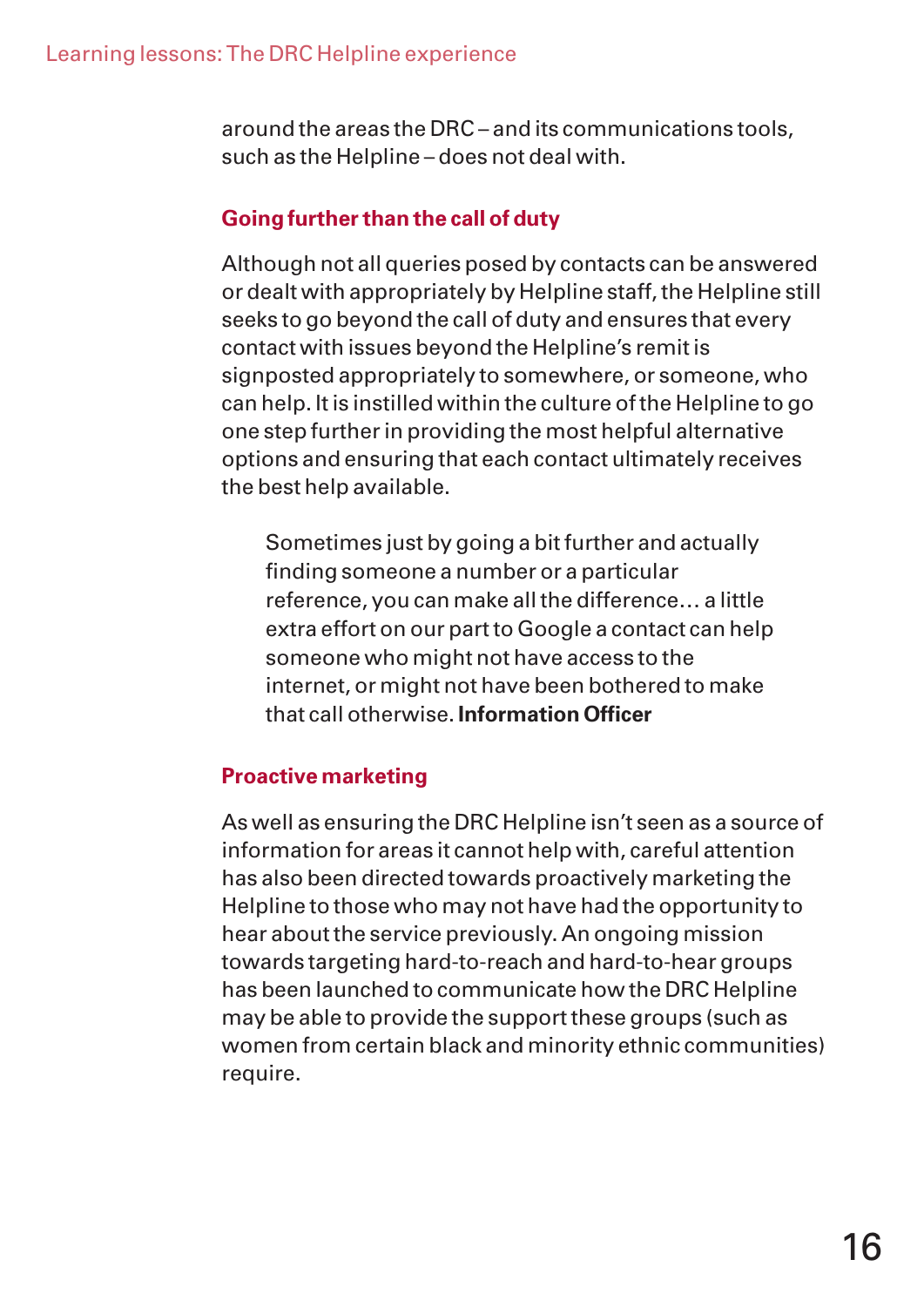around the areas the DRC – and its communications tools, such as the Helpline – does not deal with.

### Going further than the call of duty

Although not all queries posed by contacts can be answered or dealt with appropriately by Helpline staff, the Helpline still seeks to go beyond the call of duty and ensures that every contact with issues beyond the Helpline's remit is signposted appropriately to somewhere, or someone, who can help. It is instilled within the culture of the Helpline to go one step further in providing the most helpful alternative options and ensuring that each contact ultimately receives the best help available.

> Sometimes just by going a bit further and actually finding someone a number or a particular reference, you can make all the difference… a little extra effort on our part to Google a contact can help someone who might not have access to the internet, or might not have been bothered to make that call otherwise. **Information Officer**

### Proactive marketing

As well as ensuring the DRC Helpline isn't seen as a source of information for areas it cannot help with, careful attention has also been directed towards proactively marketing the Helpline to those who may not have had the opportunity to hear about the service previously. An ongoing mission towards targeting hard-to-reach and hard-to-hear groups has been launched to communicate how the DRC Helpline may be able to provide the support these groups (such as women from certain black and minority ethnic communities) require.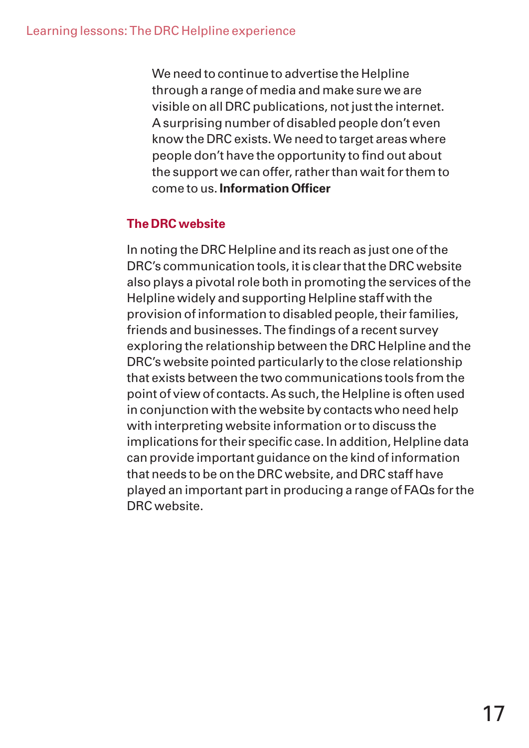We need to continue to advertise the Helpline through a range of media and make sure we are visible on all DRC publications, not just the internet. A surprising number of disabled people don't even know the DRC exists. We need to target areas where people don't have the opportunity to find out about the support we can offer, rather than wait for them to come to us. **Information Officer**

## The DRC website

In noting the DRC Helpline and its reach as just one of the DRC's communication tools, it is clear that the DRC website also plays a pivotal role both in promoting the services of the Helpline widely and supporting Helpline staff with the provision of information to disabled people, their families, friends and businesses. The findings of a recent survey exploring the relationship between the DRC Helpline and the DRC's website pointed particularly to the close relationship that exists between the two communications tools from the point of view of contacts. As such, the Helpline is often used in conjunction with the website by contacts who need help with interpreting website information or to discuss the implications for their specific case. In addition, Helpline data can provide important guidance on the kind of information that needs to be on the DRC website, and DRC staff have played an important part in producing a range of FAQs for the DRC website.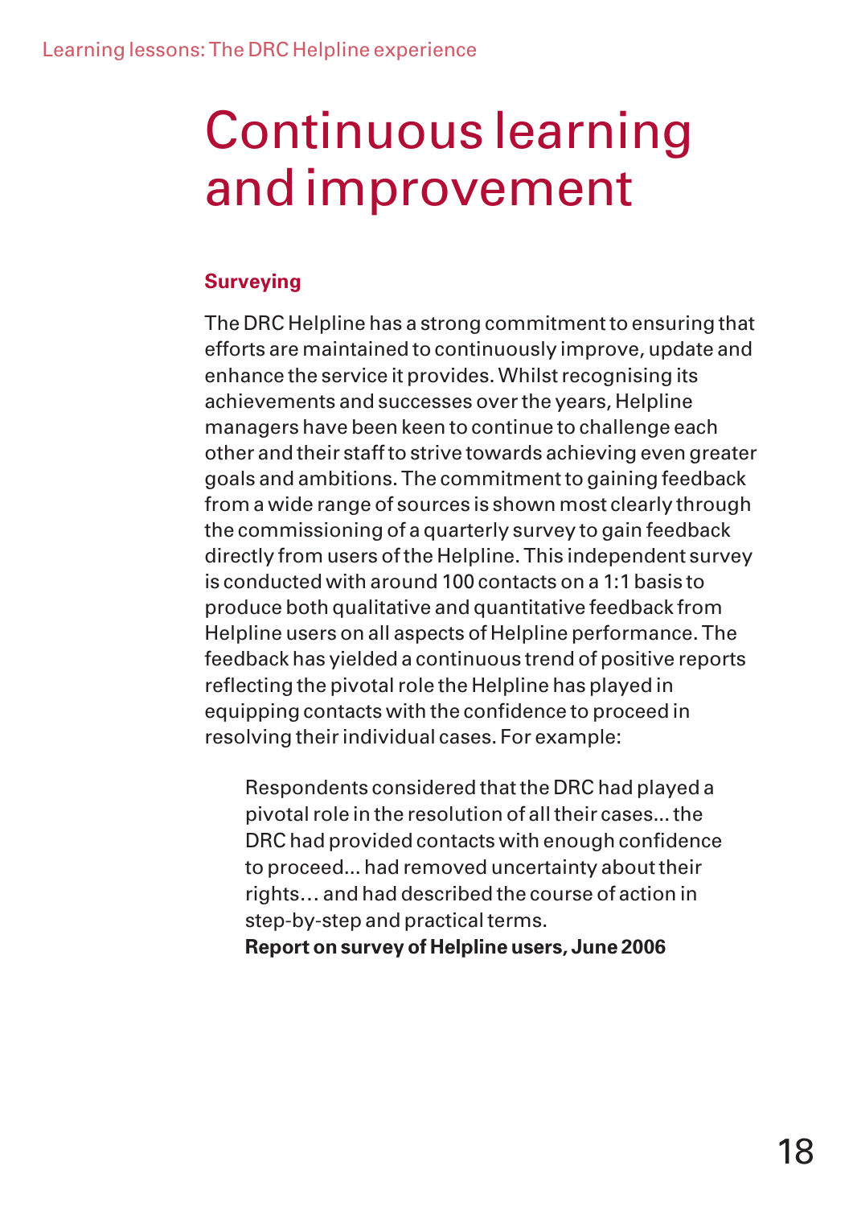# Continuous learning and improvement

## Surveying

The DRC Helpline has a strong commitment to ensuring that efforts are maintained to continuously improve, update and enhance the service it provides. Whilst recognising its achievements and successes over the years, Helpline managers have been keen to continue to challenge each other and their staff to strive towards achieving even greater goals and ambitions. The commitment to gaining feedback from a wide range of sources is shown most clearly through the commissioning of a quarterly survey to gain feedback directly from users of the Helpline. This independent survey is conducted with around 100 contacts on a 1:1 basis to produce both qualitative and quantitative feedback from Helpline users on all aspects of Helpline performance. The feedback has yielded a continuous trend of positive reports reflecting the pivotal role the Helpline has played in equipping contacts with the confidence to proceed in resolving their individual cases. For example:

> Respondents considered that the DRC had played a pivotal role in the resolution of all their cases... the DRC had provided contacts with enough confidence to proceed... had removed uncertainty about their rights… and had described the course of action in step-by-step and practical terms.
>
> **Report on survey of Helpline users, June 2006**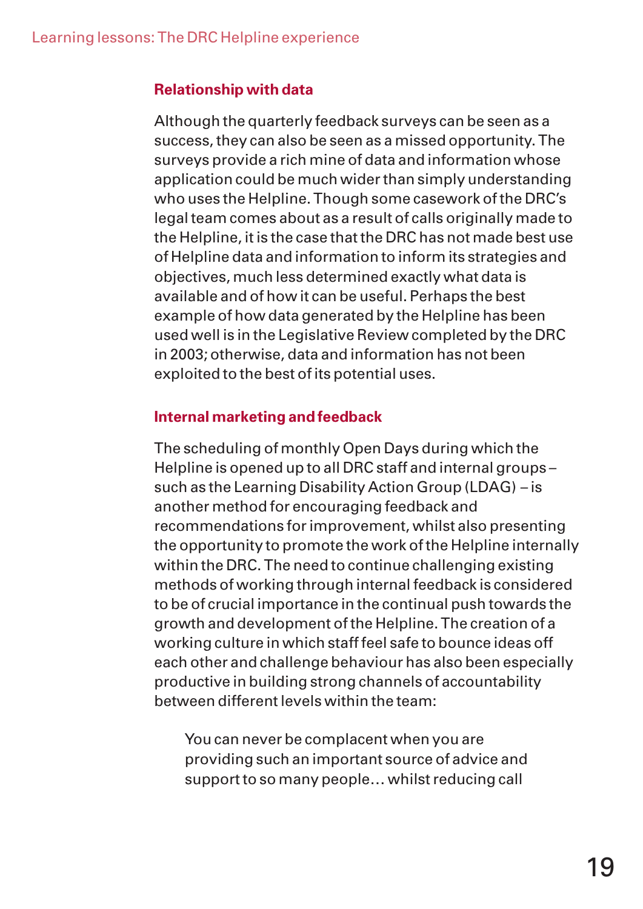### Relationship with data

Although the quarterly feedback surveys can be seen as a success, they can also be seen as a missed opportunity. The surveys provide a rich mine of data and information whose application could be much wider than simply understanding who uses the Helpline. Though some casework of the DRC's legal team comes about as a result of calls originally made to the Helpline, it is the case that the DRC has not made best use of Helpline data and information to inform its strategies and objectives, much less determined exactly what data is available and of how it can be useful. Perhaps the best example of how data generated by the Helpline has been used well is in the Legislative Review completed by the DRC in 2003; otherwise, data and information has not been exploited to the best of its potential uses.

### Internal marketing and feedback

The scheduling of monthly Open Days during which the Helpline is opened up to all DRC staff and internal groups – such as the Learning Disability Action Group (LDAG) – is another method for encouraging feedback and recommendations for improvement, whilst also presenting the opportunity to promote the work of the Helpline internally within the DRC. The need to continue challenging existing methods of working through internal feedback is considered to be of crucial importance in the continual push towards the growth and development of the Helpline. The creation of a working culture in which staff feel safe to bounce ideas off each other and challenge behaviour has also been especially productive in building strong channels of accountability between different levels within the team:

> You can never be complacent when you are providing such an important source of advice and support to so many people… whilst reducing call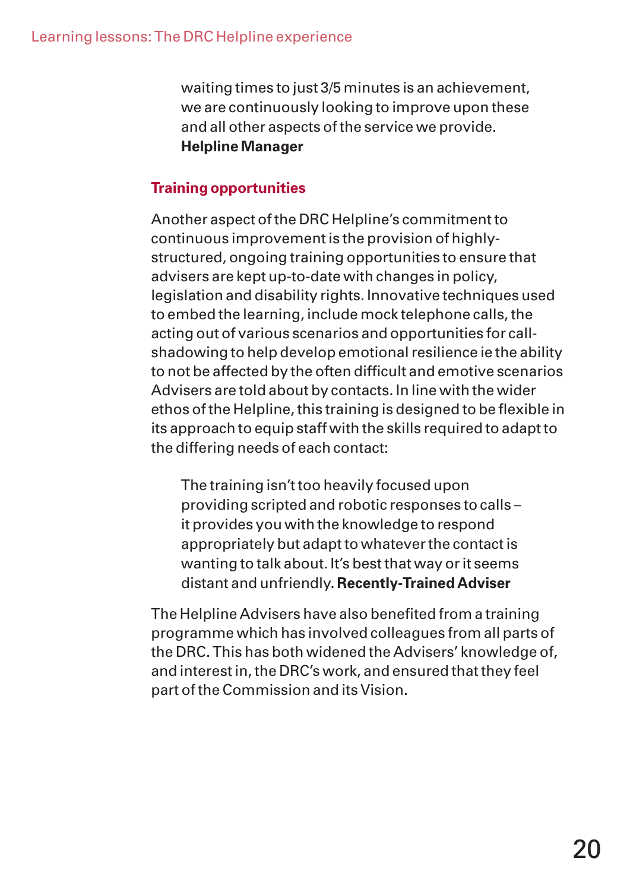waiting times to just 3/5 minutes is an achievement, we are continuously looking to improve upon these and all other aspects of the service we provide. **Helpline Manager**

## Training opportunities

Another aspect of the DRC Helpline's commitment to continuous improvement is the provision of highly-structured, ongoing training opportunities to ensure that advisers are kept up-to-date with changes in policy, legislation and disability rights. Innovative techniques used to embed the learning, include mock telephone calls, the acting out of various scenarios and opportunities for call-shadowing to help develop emotional resilience ie the ability to not be affected by the often difficult and emotive scenarios Advisers are told about by contacts. In line with the wider ethos of the Helpline, this training is designed to be flexible in its approach to equip staff with the skills required to adapt to the differing needs of each contact:

> The training isn't too heavily focused upon providing scripted and robotic responses to calls – it provides you with the knowledge to respond appropriately but adapt to whatever the contact is wanting to talk about. It's best that way or it seems distant and unfriendly. **Recently-Trained Adviser**

The Helpline Advisers have also benefited from a training programme which has involved colleagues from all parts of the DRC. This has both widened the Advisers' knowledge of, and interest in, the DRC's work, and ensured that they feel part of the Commission and its Vision.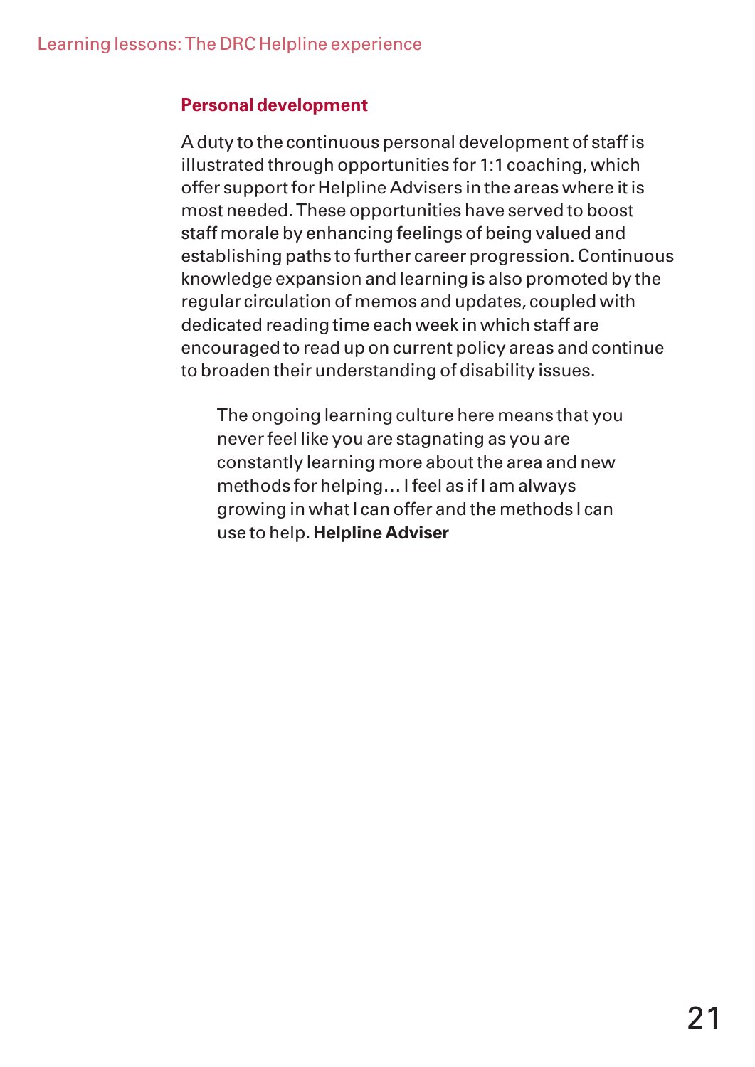## Personal development

A duty to the continuous personal development of staff is illustrated through opportunities for 1:1 coaching, which offer support for Helpline Advisers in the areas where it is most needed. These opportunities have served to boost staff morale by enhancing feelings of being valued and establishing paths to further career progression. Continuous knowledge expansion and learning is also promoted by the regular circulation of memos and updates, coupled with dedicated reading time each week in which staff are encouraged to read up on current policy areas and continue to broaden their understanding of disability issues.

> The ongoing learning culture here means that you never feel like you are stagnating as you are constantly learning more about the area and new methods for helping… I feel as if I am always growing in what I can offer and the methods I can use to help. **Helpline Adviser**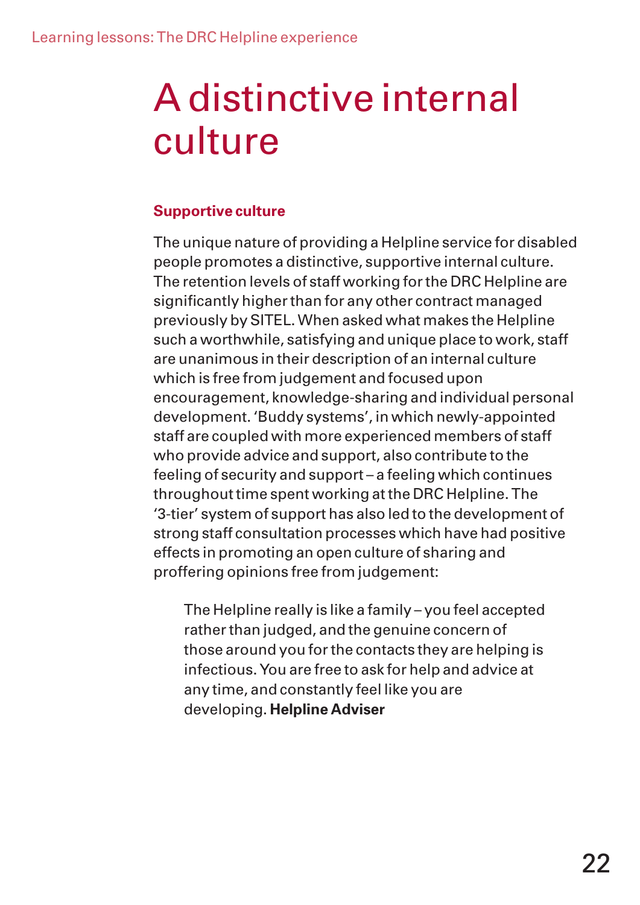# A distinctive internal culture

### Supportive culture

The unique nature of providing a Helpline service for disabled people promotes a distinctive, supportive internal culture. The retention levels of staff working for the DRC Helpline are significantly higher than for any other contract managed previously by SITEL. When asked what makes the Helpline such a worthwhile, satisfying and unique place to work, staff are unanimous in their description of an internal culture which is free from judgement and focused upon encouragement, knowledge-sharing and individual personal development. 'Buddy systems', in which newly-appointed staff are coupled with more experienced members of staff who provide advice and support, also contribute to the feeling of security and support – a feeling which continues throughout time spent working at the DRC Helpline. The '3-tier' system of support has also led to the development of strong staff consultation processes which have had positive effects in promoting an open culture of sharing and proffering opinions free from judgement:

> The Helpline really is like a family – you feel accepted rather than judged, and the genuine concern of those around you for the contacts they are helping is infectious. You are free to ask for help and advice at any time, and constantly feel like you are developing. **Helpline Adviser**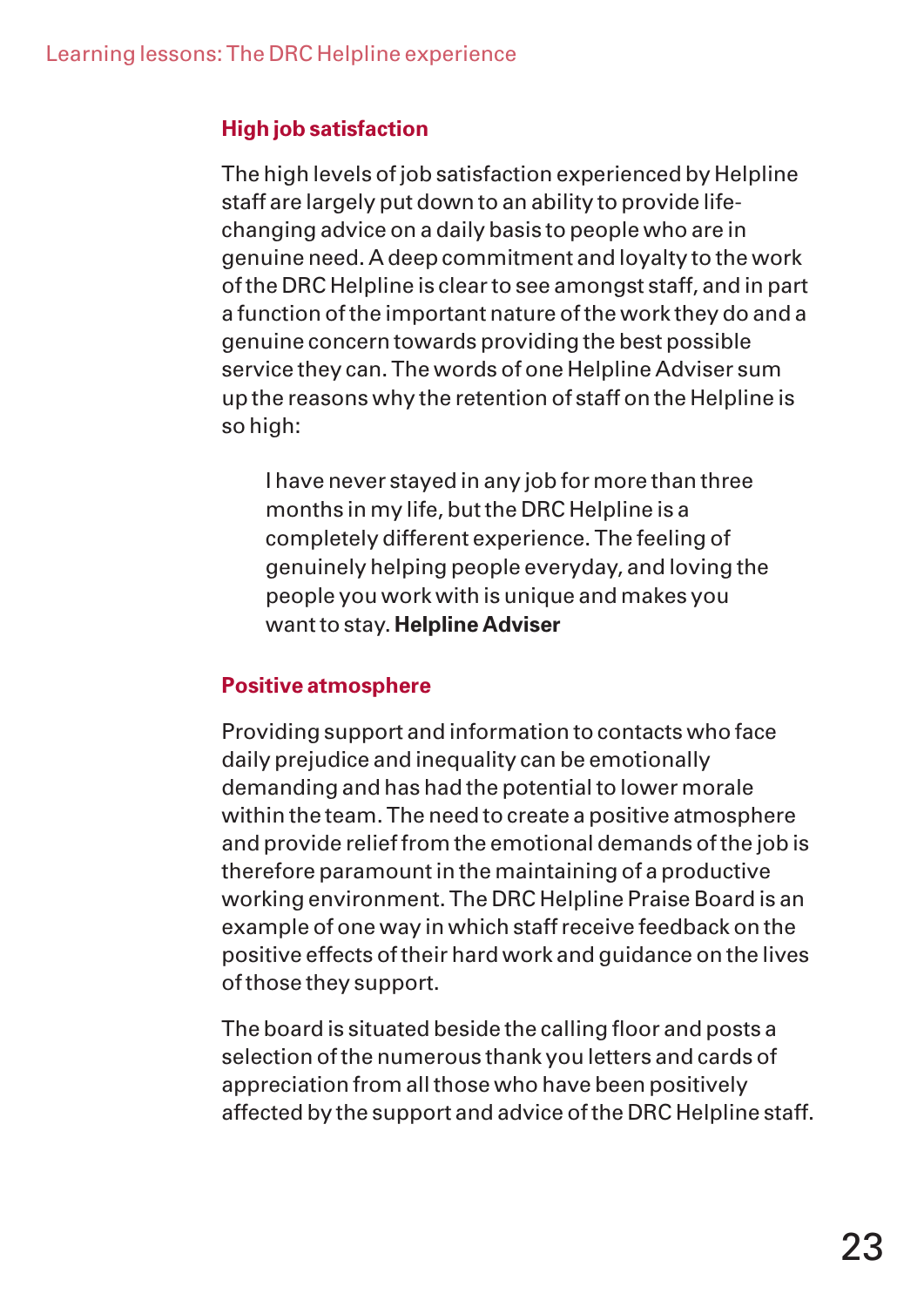### High job satisfaction

The high levels of job satisfaction experienced by Helpline staff are largely put down to an ability to provide life-changing advice on a daily basis to people who are in genuine need. A deep commitment and loyalty to the work of the DRC Helpline is clear to see amongst staff, and in part a function of the important nature of the work they do and a genuine concern towards providing the best possible service they can. The words of one Helpline Adviser sum up the reasons why the retention of staff on the Helpline is so high:

> I have never stayed in any job for more than three months in my life, but the DRC Helpline is a completely different experience. The feeling of genuinely helping people everyday, and loving the people you work with is unique and makes you want to stay. **Helpline Adviser**

### Positive atmosphere

Providing support and information to contacts who face daily prejudice and inequality can be emotionally demanding and has had the potential to lower morale within the team. The need to create a positive atmosphere and provide relief from the emotional demands of the job is therefore paramount in the maintaining of a productive working environment. The DRC Helpline Praise Board is an example of one way in which staff receive feedback on the positive effects of their hard work and guidance on the lives of those they support.

The board is situated beside the calling floor and posts a selection of the numerous thank you letters and cards of appreciation from all those who have been positively affected by the support and advice of the DRC Helpline staff.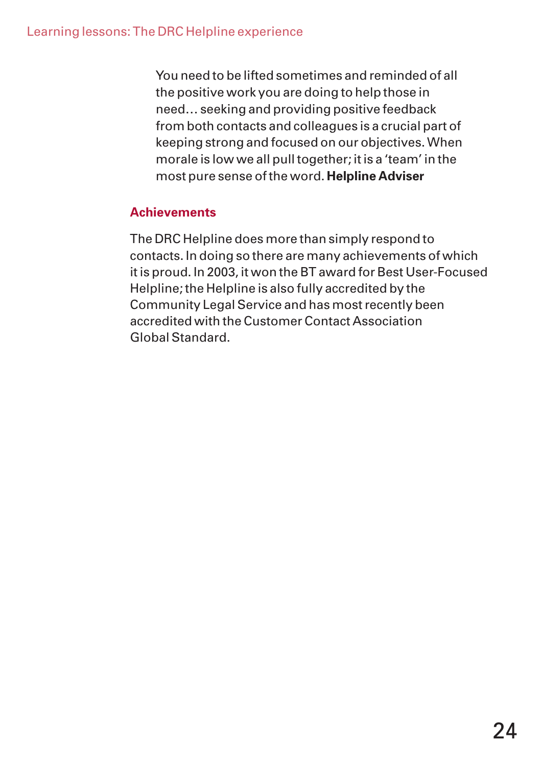> You need to be lifted sometimes and reminded of all the positive work you are doing to help those in need… seeking and providing positive feedback from both contacts and colleagues is a crucial part of keeping strong and focused on our objectives. When morale is low we all pull together; it is a 'team' in the most pure sense of the word. **Helpline Adviser**

## Achievements

The DRC Helpline does more than simply respond to contacts. In doing so there are many achievements of which it is proud. In 2003, it won the BT award for Best User-Focused Helpline; the Helpline is also fully accredited by the Community Legal Service and has most recently been accredited with the Customer Contact Association Global Standard.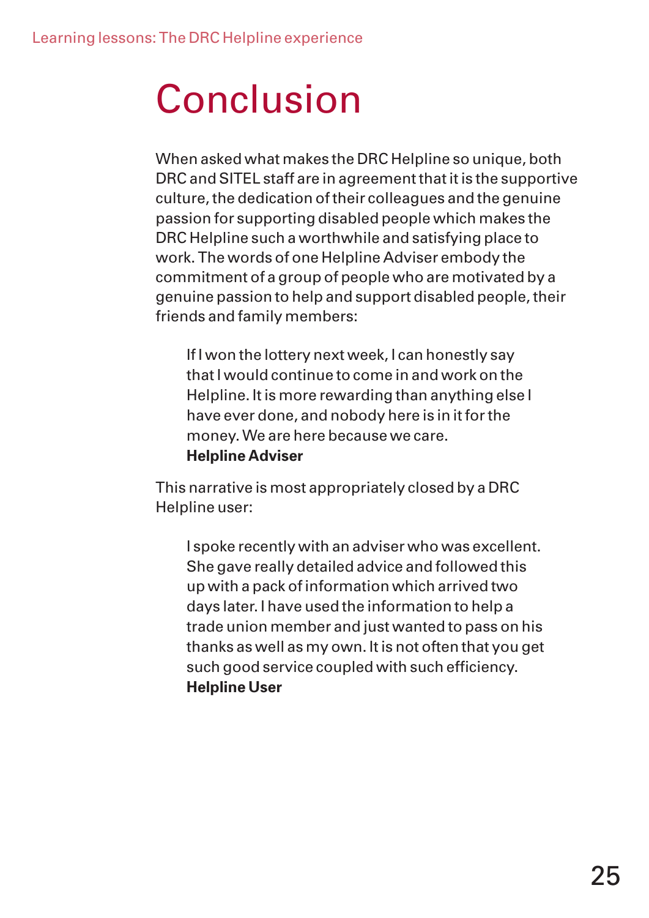# Conclusion

When asked what makes the DRC Helpline so unique, both DRC and SITEL staff are in agreement that it is the supportive culture, the dedication of their colleagues and the genuine passion for supporting disabled people which makes the DRC Helpline such a worthwhile and satisfying place to work. The words of one Helpline Adviser embody the commitment of a group of people who are motivated by a genuine passion to help and support disabled people, their friends and family members:

> If I won the lottery next week, I can honestly say that I would continue to come in and work on the Helpline. It is more rewarding than anything else I have ever done, and nobody here is in it for the money. We are here because we care.
> **Helpline Adviser**

This narrative is most appropriately closed by a DRC Helpline user:

> I spoke recently with an adviser who was excellent. She gave really detailed advice and followed this up with a pack of information which arrived two days later. I have used the information to help a trade union member and just wanted to pass on his thanks as well as my own. It is not often that you get such good service coupled with such efficiency.
> **Helpline User**